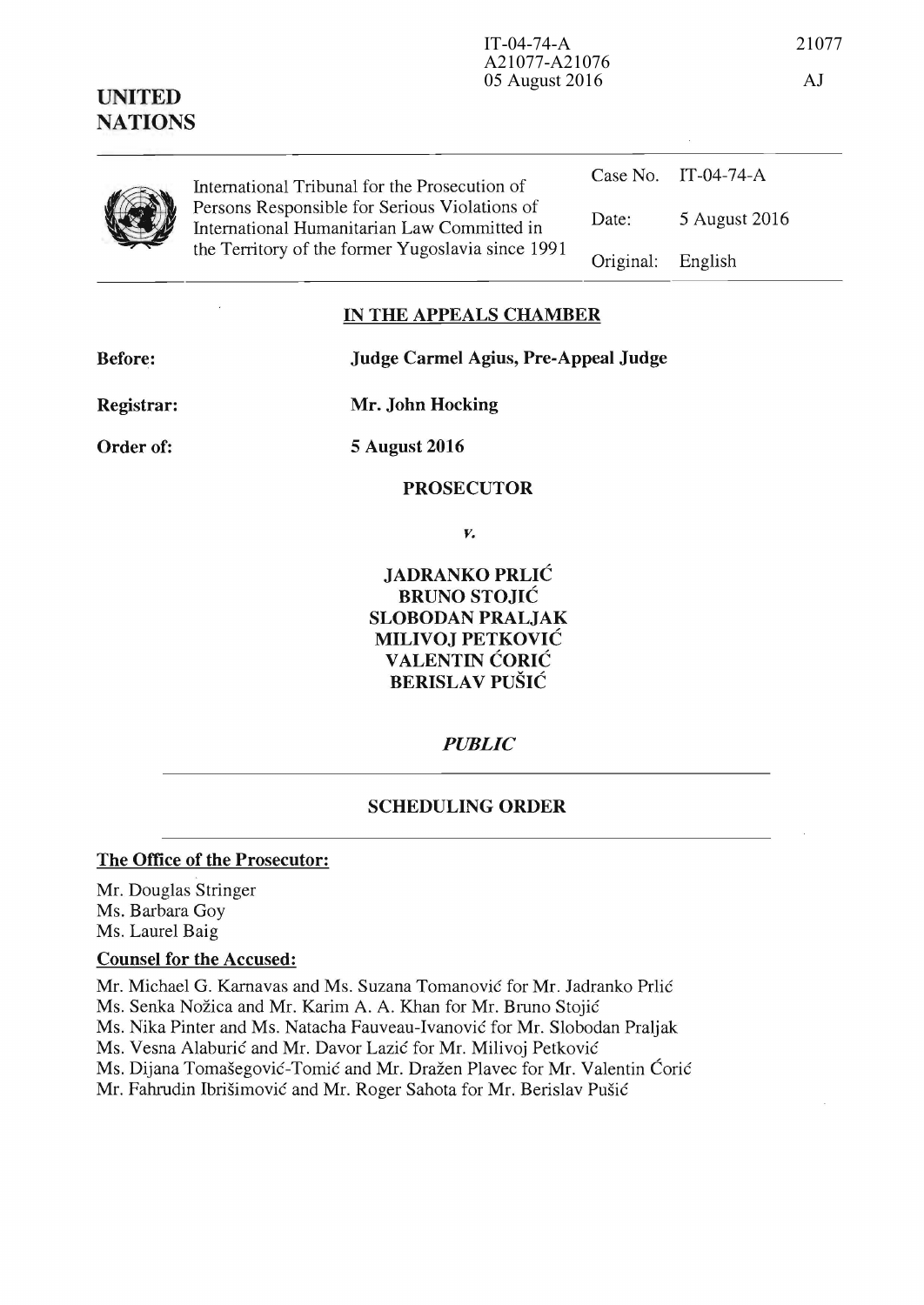IT-04-74-A
A21077-A21076
05 August 2016

21077

AJ

**UNITED NATIONS**

| International Tribunal for the Prosecution of Persons Responsible for Serious Violations of International Humanitarian Law Committed in the Territory of the former Yugoslavia since 1991 | Case No. | IT-04-74-A |
| --- | --- | --- |
| | Date: | 5 August 2016 |
| | Original: | English |

## IN THE APPEALS CHAMBER

**Before:** **Judge Carmel Agius, Pre-Appeal Judge**

**Registrar:** **Mr. John Hocking**

**Order of:** **5 August 2016**

**PROSECUTOR**

*v.*

**JADRANKO PRLIĆ**
**BRUNO STOJIĆ**
**SLOBODAN PRALJAK**
**MILIVOJ PETKOVIĆ**
**VALENTIN ĆORIĆ**
**BERISLAV PUŠIĆ**

***PUBLIC***

## SCHEDULING ORDER

### The Office of the Prosecutor:

Mr. Douglas Stringer
Ms. Barbara Goy
Ms. Laurel Baig

### Counsel for the Accused:

Mr. Michael G. Karnavas and Ms. Suzana Tomanović for Mr. Jadranko Prlić
Ms. Senka Nožica and Mr. Karim A. A. Khan for Mr. Bruno Stojić
Ms. Nika Pinter and Ms. Natacha Fauveau-Ivanović for Mr. Slobodan Praljak
Ms. Vesna Alaburić and Mr. Davor Lazić for Mr. Milivoj Petković
Ms. Dijana Tomašegović-Tomić and Mr. Dražen Plavec for Mr. Valentin Ćorić
Mr. Fahrudin Ibrišimović and Mr. Roger Sahota for Mr. Berislav Pušić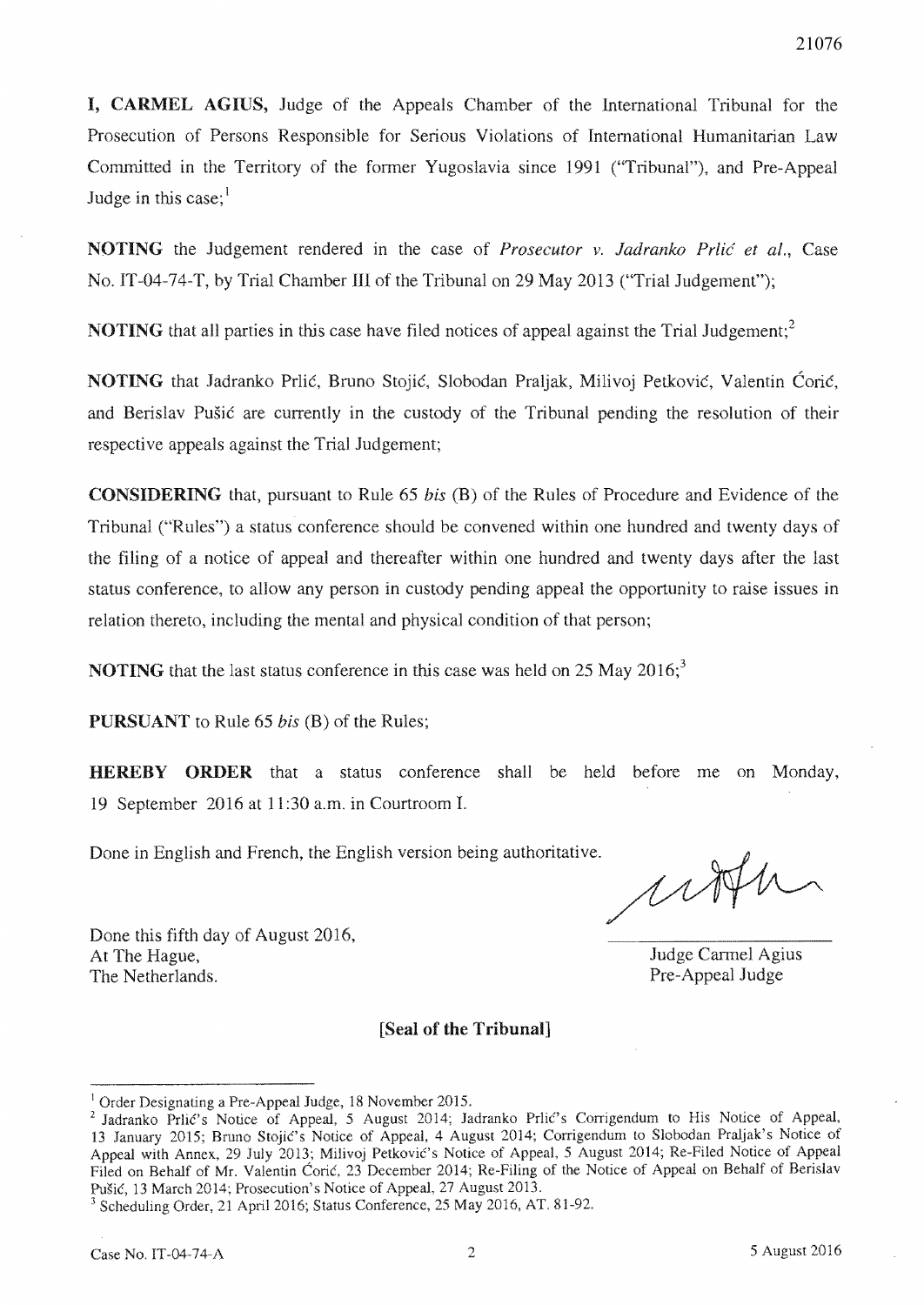**I, CARMEL AGIUS,** Judge of the Appeals Chamber of the International Tribunal for the Prosecution of Persons Responsible for Serious Violations of International Humanitarian Law Committed in the Territory of the former Yugoslavia since 1991 ("Tribunal"), and Pre-Appeal Judge in this case;[1]

**NOTING** the Judgement rendered in the case of *Prosecutor v. Jadranko Prlić et al.*, Case No. IT-04-74-T, by Trial Chamber III of the Tribunal on 29 May 2013 ("Trial Judgement");

**NOTING** that all parties in this case have filed notices of appeal against the Trial Judgement;[2]

**NOTING** that Jadranko Prlić, Bruno Stojić, Slobodan Praljak, Milivoj Petković, Valentin Ćorić, and Berislav Pušić are currently in the custody of the Tribunal pending the resolution of their respective appeals against the Trial Judgement;

**CONSIDERING** that, pursuant to Rule 65 *bis* (B) of the Rules of Procedure and Evidence of the Tribunal ("Rules") a status conference should be convened within one hundred and twenty days of the filing of a notice of appeal and thereafter within one hundred and twenty days after the last status conference, to allow any person in custody pending appeal the opportunity to raise issues in relation thereto, including the mental and physical condition of that person;

**NOTING** that the last status conference in this case was held on 25 May 2016;[3]

**PURSUANT** to Rule 65 *bis* (B) of the Rules;

**HEREBY ORDER** that a status conference shall be held before me on Monday, 19 September 2016 at 11:30 a.m. in Courtroom I.

Done in English and French, the English version being authoritative.

Done this fifth day of August 2016,
At The Hague,
The Netherlands.

Judge Carmel Agius
Pre-Appeal Judge

**[Seal of the Tribunal]**

---

[1] Order Designating a Pre-Appeal Judge, 18 November 2015.

[2] Jadranko Prlić's Notice of Appeal, 5 August 2014; Jadranko Prlić's Corrigendum to His Notice of Appeal, 13 January 2015; Bruno Stojić's Notice of Appeal, 4 August 2014; Corrigendum to Slobodan Praljak's Notice of Appeal with Annex, 29 July 2013; Milivoj Petković's Notice of Appeal, 5 August 2014; Re-Filed Notice of Appeal Filed on Behalf of Mr. Valentin Ćorić, 23 December 2014; Re-Filing of the Notice of Appeal on Behalf of Berislav Pušić, 13 March 2014; Prosecution's Notice of Appeal, 27 August 2013.

[3] Scheduling Order, 21 April 2016; Status Conference, 25 May 2016, AT. 81-92.